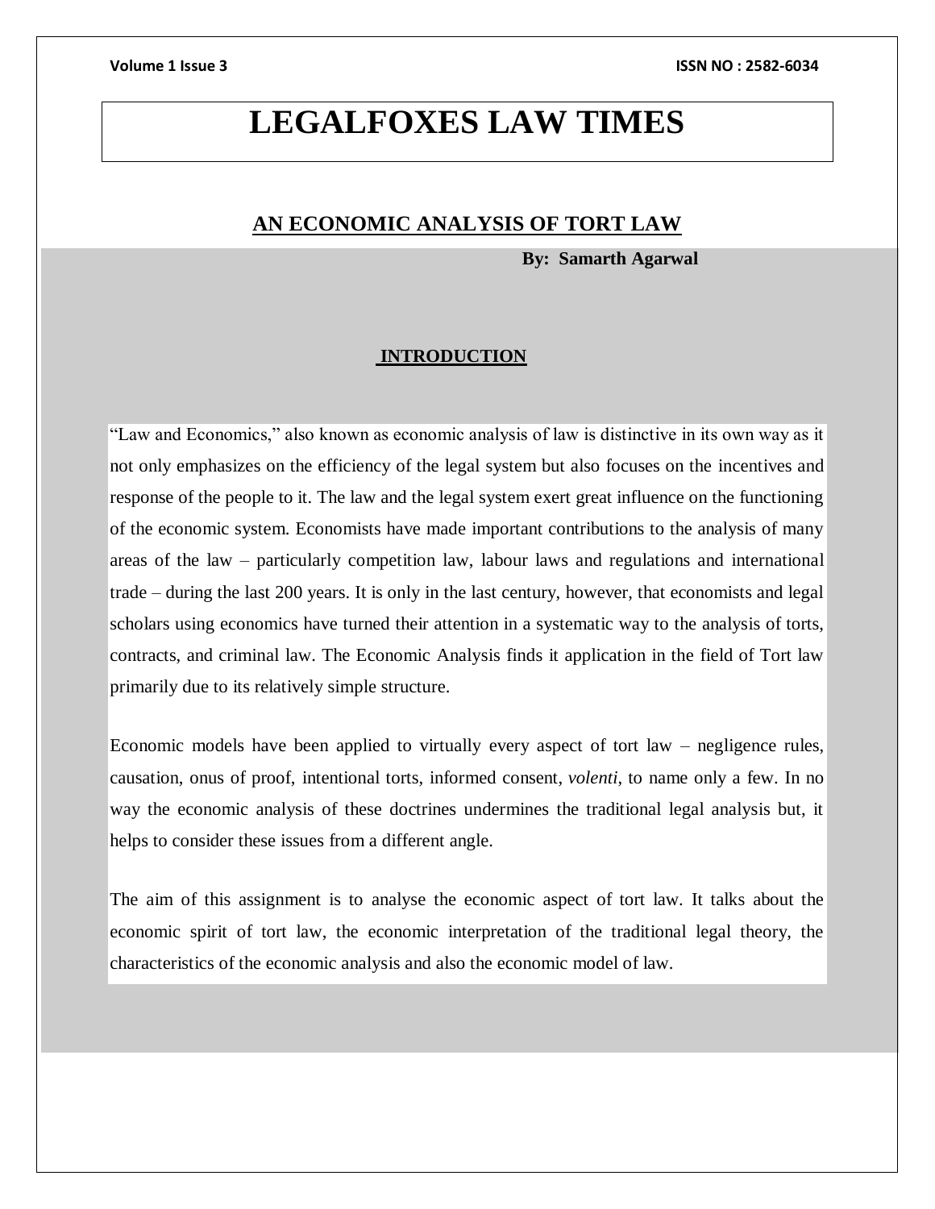# LEGALFOXES LAW TIMES

## AN ECONOMIC ANALYSIS OF TORT LAW

**By: Samarth Agarwal**

### INTRODUCTION

"Law and Economics," also known as economic analysis of law is distinctive in its own way as it not only emphasizes on the efficiency of the legal system but also focuses on the incentives and response of the people to it. The law and the legal system exert great influence on the functioning of the economic system. Economists have made important contributions to the analysis of many areas of the law – particularly competition law, labour laws and regulations and international trade – during the last 200 years. It is only in the last century, however, that economists and legal scholars using economics have turned their attention in a systematic way to the analysis of torts, contracts, and criminal law. The Economic Analysis finds it application in the field of Tort law primarily due to its relatively simple structure.

Economic models have been applied to virtually every aspect of tort law – negligence rules, causation, onus of proof, intentional torts, informed consent, *volenti*, to name only a few. In no way the economic analysis of these doctrines undermines the traditional legal analysis but, it helps to consider these issues from a different angle.

The aim of this assignment is to analyse the economic aspect of tort law. It talks about the economic spirit of tort law, the economic interpretation of the traditional legal theory, the characteristics of the economic analysis and also the economic model of law.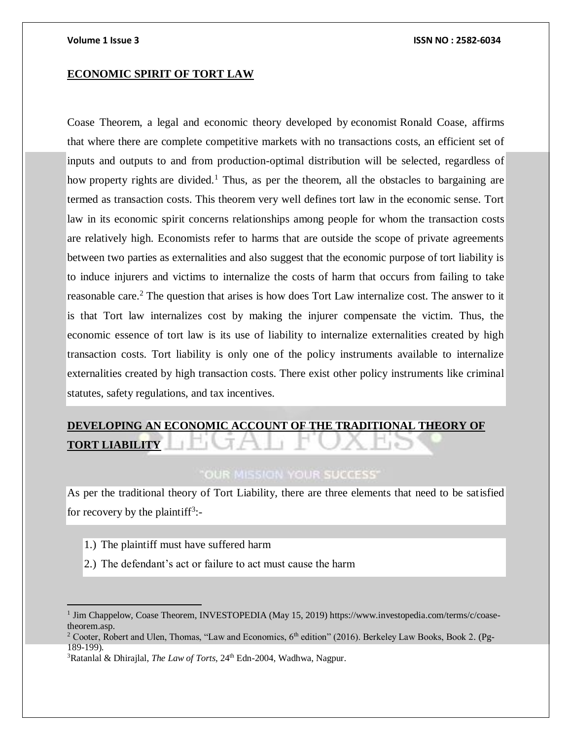## ECONOMIC SPIRIT OF TORT LAW

Coase Theorem, a legal and economic theory developed by economist Ronald Coase, affirms that where there are complete competitive markets with no transactions costs, an efficient set of inputs and outputs to and from production-optimal distribution will be selected, regardless of how property rights are divided.[1] Thus, as per the theorem, all the obstacles to bargaining are termed as transaction costs. This theorem very well defines tort law in the economic sense. Tort law in its economic spirit concerns relationships among people for whom the transaction costs are relatively high. Economists refer to harms that are outside the scope of private agreements between two parties as externalities and also suggest that the economic purpose of tort liability is to induce injurers and victims to internalize the costs of harm that occurs from failing to take reasonable care.[2] The question that arises is how does Tort Law internalize cost. The answer to it is that Tort law internalizes cost by making the injurer compensate the victim. Thus, the economic essence of tort law is its use of liability to internalize externalities created by high transaction costs. Tort liability is only one of the policy instruments available to internalize externalities created by high transaction costs. There exist other policy instruments like criminal statutes, safety regulations, and tax incentives.

## DEVELOPING AN ECONOMIC ACCOUNT OF THE TRADITIONAL THEORY OF TORT LIABILITY

As per the traditional theory of Tort Liability, there are three elements that need to be satisfied for recovery by the plaintiff[3]:-

1.) The plaintiff must have suffered harm
2.) The defendant's act or failure to act must cause the harm

---

[1] Jim Chappelow, Coase Theorem, INVESTOPEDIA (May 15, 2019) https://www.investopedia.com/terms/c/coase-theorem.asp.

[2] Cooter, Robert and Ulen, Thomas, "Law and Economics, 6th edition" (2016). Berkeley Law Books, Book 2. (Pg-189-199).

[3] Ratanlal & Dhirajlal, *The Law of Torts*, 24th Edn-2004, Wadhwa, Nagpur.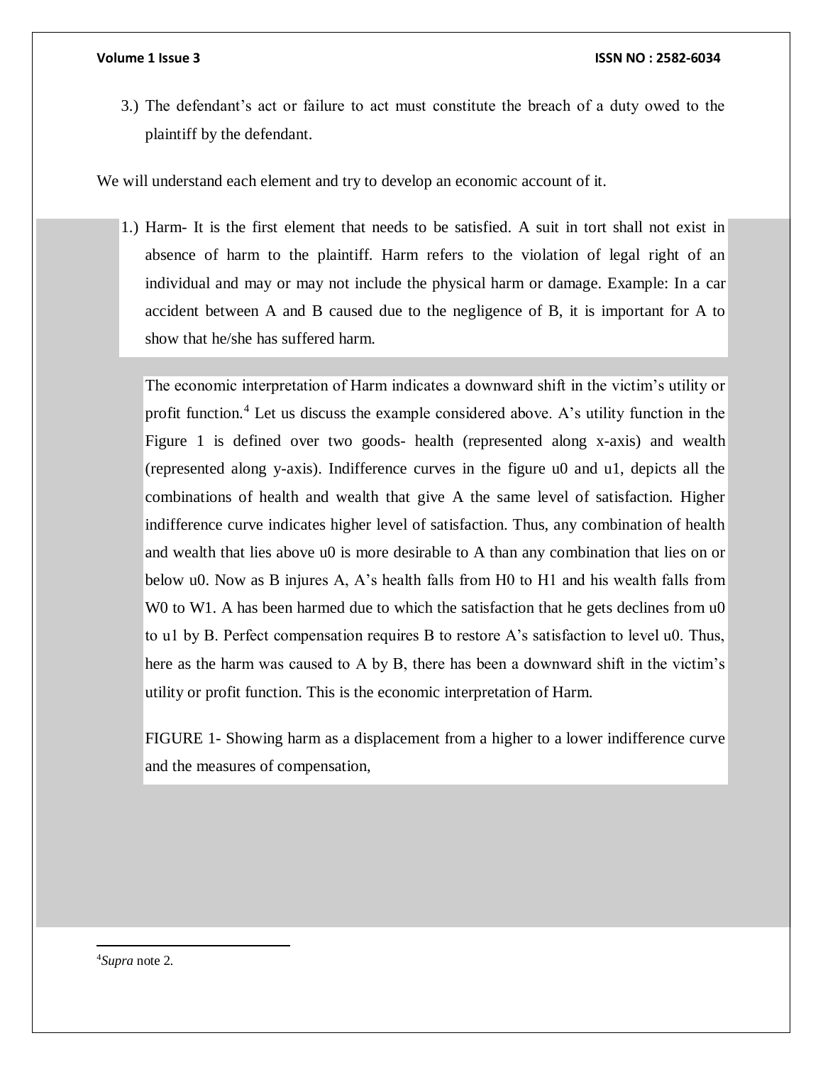3.) The defendant's act or failure to act must constitute the breach of a duty owed to the plaintiff by the defendant.

We will understand each element and try to develop an economic account of it.

1.) Harm- It is the first element that needs to be satisfied. A suit in tort shall not exist in absence of harm to the plaintiff. Harm refers to the violation of legal right of an individual and may or may not include the physical harm or damage. Example: In a car accident between A and B caused due to the negligence of B, it is important for A to show that he/she has suffered harm.

The economic interpretation of Harm indicates a downward shift in the victim's utility or profit function.[4] Let us discuss the example considered above. A's utility function in the Figure 1 is defined over two goods- health (represented along x-axis) and wealth (represented along y-axis). Indifference curves in the figure u0 and u1, depicts all the combinations of health and wealth that give A the same level of satisfaction. Higher indifference curve indicates higher level of satisfaction. Thus, any combination of health and wealth that lies above u0 is more desirable to A than any combination that lies on or below u0. Now as B injures A, A's health falls from H0 to H1 and his wealth falls from W0 to W1. A has been harmed due to which the satisfaction that he gets declines from u0 to u1 by B. Perfect compensation requires B to restore A's satisfaction to level u0. Thus, here as the harm was caused to A by B, there has been a downward shift in the victim's utility or profit function. This is the economic interpretation of Harm.

FIGURE 1- Showing harm as a displacement from a higher to a lower indifference curve and the measures of compensation,

[4] *Supra* note 2.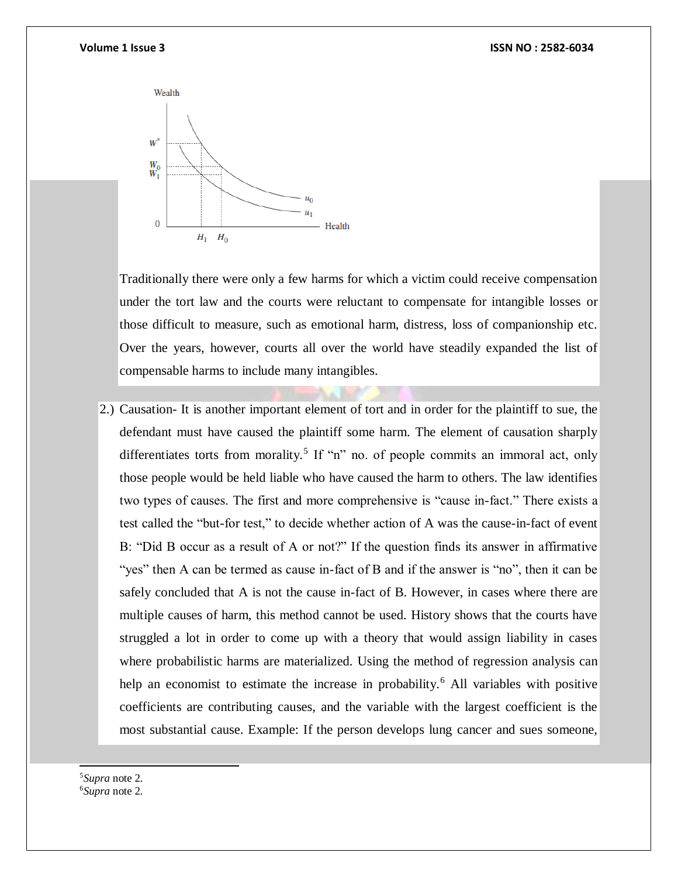Traditionally there were only a few harms for which a victim could receive compensation under the tort law and the courts were reluctant to compensate for intangible losses or those difficult to measure, such as emotional harm, distress, loss of companionship etc. Over the years, however, courts all over the world have steadily expanded the list of compensable harms to include many intangibles.

2.) Causation- It is another important element of tort and in order for the plaintiff to sue, the defendant must have caused the plaintiff some harm. The element of causation sharply differentiates torts from morality.[5] If "n" no. of people commits an immoral act, only those people would be held liable who have caused the harm to others. The law identifies two types of causes. The first and more comprehensive is "cause in-fact." There exists a test called the "but-for test," to decide whether action of A was the cause-in-fact of event B: "Did B occur as a result of A or not?" If the question finds its answer in affirmative "yes" then A can be termed as cause in-fact of B and if the answer is "no", then it can be safely concluded that A is not the cause in-fact of B. However, in cases where there are multiple causes of harm, this method cannot be used. History shows that the courts have struggled a lot in order to come up with a theory that would assign liability in cases where probabilistic harms are materialized. Using the method of regression analysis can help an economist to estimate the increase in probability.[6] All variables with positive coefficients are contributing causes, and the variable with the largest coefficient is the most substantial cause. Example: If the person develops lung cancer and sues someone,

---

[5] *Supra* note 2.

[6] *Supra* note 2.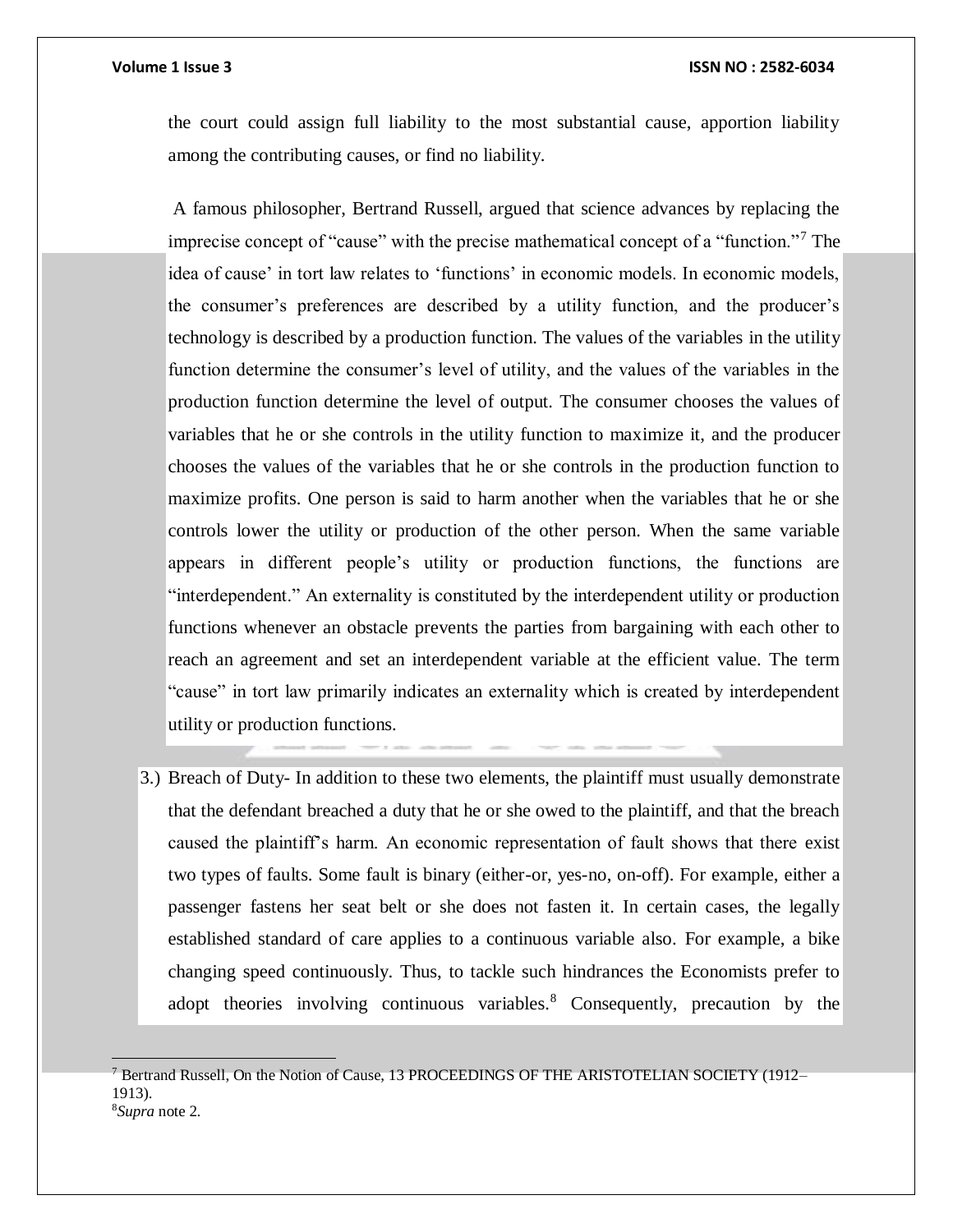the court could assign full liability to the most substantial cause, apportion liability among the contributing causes, or find no liability.

A famous philosopher, Bertrand Russell, argued that science advances by replacing the imprecise concept of "cause" with the precise mathematical concept of a "function."[7] The idea of cause' in tort law relates to 'functions' in economic models. In economic models, the consumer's preferences are described by a utility function, and the producer's technology is described by a production function. The values of the variables in the utility function determine the consumer's level of utility, and the values of the variables in the production function determine the level of output. The consumer chooses the values of variables that he or she controls in the utility function to maximize it, and the producer chooses the values of the variables that he or she controls in the production function to maximize profits. One person is said to harm another when the variables that he or she controls lower the utility or production of the other person. When the same variable appears in different people's utility or production functions, the functions are "interdependent." An externality is constituted by the interdependent utility or production functions whenever an obstacle prevents the parties from bargaining with each other to reach an agreement and set an interdependent variable at the efficient value. The term "cause" in tort law primarily indicates an externality which is created by interdependent utility or production functions.

3.) Breach of Duty- In addition to these two elements, the plaintiff must usually demonstrate that the defendant breached a duty that he or she owed to the plaintiff, and that the breach caused the plaintiff's harm. An economic representation of fault shows that there exist two types of faults. Some fault is binary (either-or, yes-no, on-off). For example, either a passenger fastens her seat belt or she does not fasten it. In certain cases, the legally established standard of care applies to a continuous variable also. For example, a bike changing speed continuously. Thus, to tackle such hindrances the Economists prefer to adopt theories involving continuous variables.[8] Consequently, precaution by the

---

[7] Bertrand Russell, On the Notion of Cause, 13 PROCEEDINGS OF THE ARISTOTELIAN SOCIETY (1912–1913).

[8] *Supra* note 2.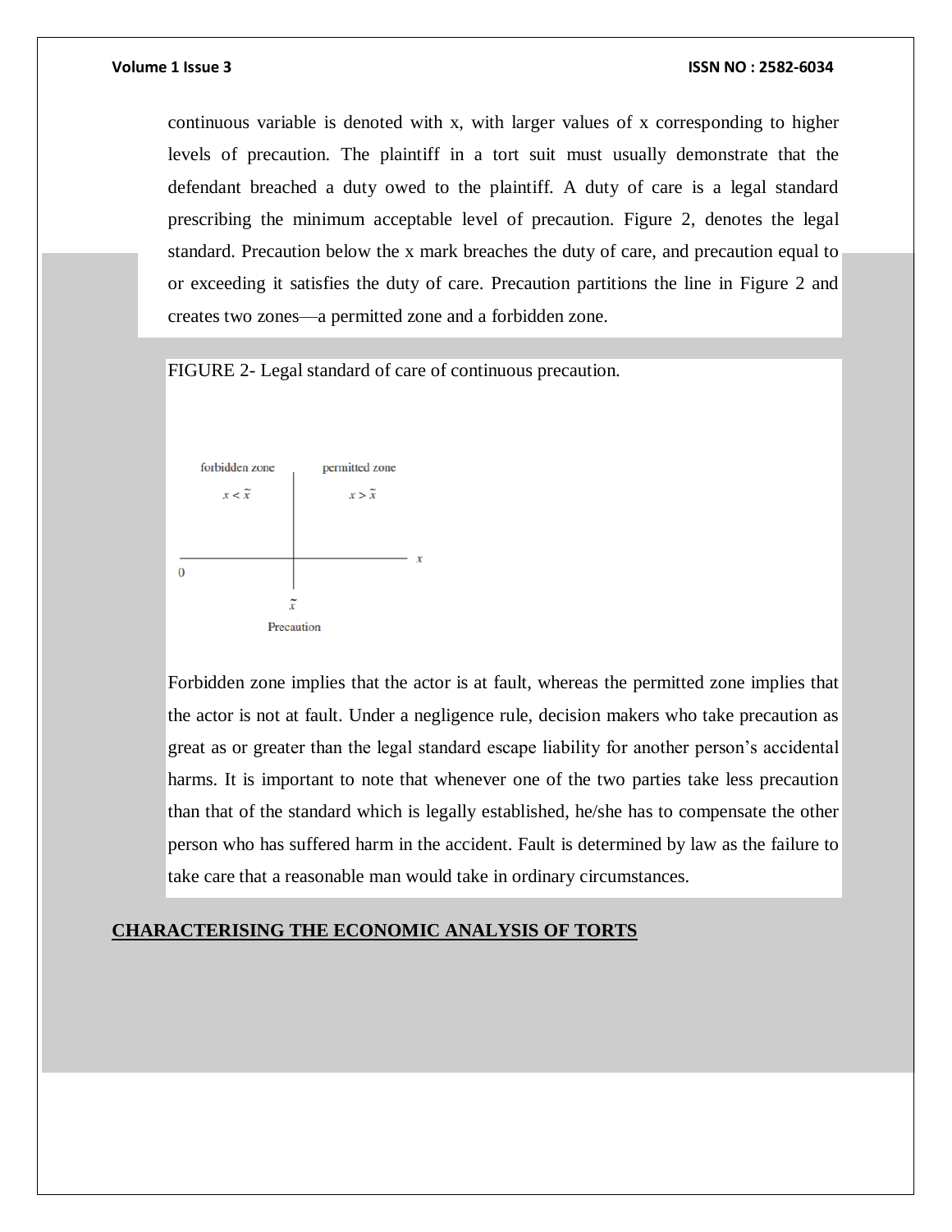continuous variable is denoted with x, with larger values of x corresponding to higher levels of precaution. The plaintiff in a tort suit must usually demonstrate that the defendant breached a duty owed to the plaintiff. A duty of care is a legal standard prescribing the minimum acceptable level of precaution. Figure 2, denotes the legal standard. Precaution below the x mark breaches the duty of care, and precaution equal to or exceeding it satisfies the duty of care. Precaution partitions the line in Figure 2 and creates two zones—a permitted zone and a forbidden zone.

FIGURE 2- Legal standard of care of continuous precaution.

forbidden zone $x < \tilde{x}$ | permitted zone $x > \tilde{x}$

0 — $\tilde{x}$ — $x$

Precaution

Forbidden zone implies that the actor is at fault, whereas the permitted zone implies that the actor is not at fault. Under a negligence rule, decision makers who take precaution as great as or greater than the legal standard escape liability for another person's accidental harms. It is important to note that whenever one of the two parties take less precaution than that of the standard which is legally established, he/she has to compensate the other person who has suffered harm in the accident. Fault is determined by law as the failure to take care that a reasonable man would take in ordinary circumstances.

## CHARACTERISING THE ECONOMIC ANALYSIS OF TORTS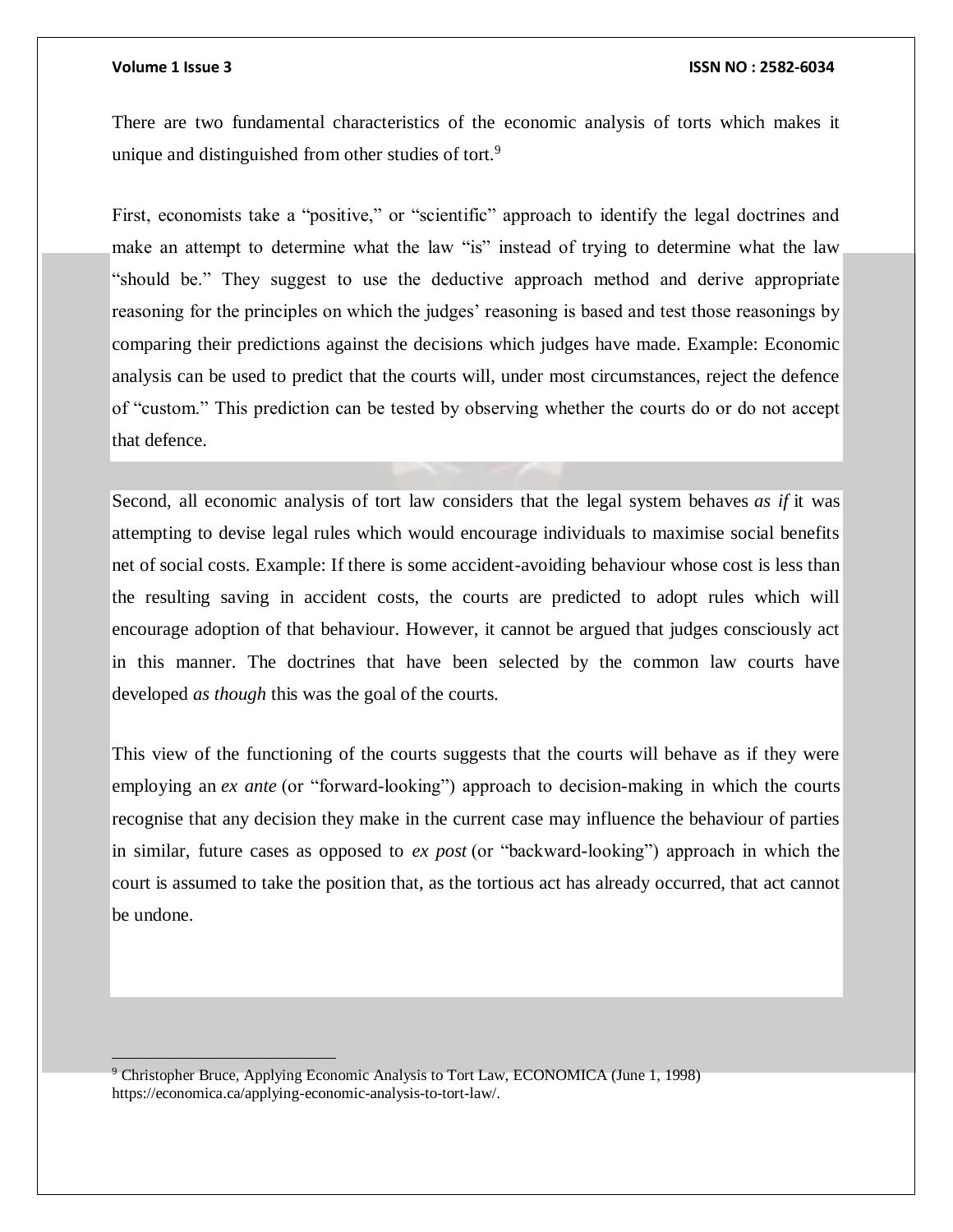There are two fundamental characteristics of the economic analysis of torts which makes it unique and distinguished from other studies of tort.[9]

First, economists take a "positive," or "scientific" approach to identify the legal doctrines and make an attempt to determine what the law "is" instead of trying to determine what the law "should be." They suggest to use the deductive approach method and derive appropriate reasoning for the principles on which the judges' reasoning is based and test those reasonings by comparing their predictions against the decisions which judges have made. Example: Economic analysis can be used to predict that the courts will, under most circumstances, reject the defence of "custom." This prediction can be tested by observing whether the courts do or do not accept that defence.

Second, all economic analysis of tort law considers that the legal system behaves *as if* it was attempting to devise legal rules which would encourage individuals to maximise social benefits net of social costs. Example: If there is some accident-avoiding behaviour whose cost is less than the resulting saving in accident costs, the courts are predicted to adopt rules which will encourage adoption of that behaviour. However, it cannot be argued that judges consciously act in this manner. The doctrines that have been selected by the common law courts have developed *as though* this was the goal of the courts.

This view of the functioning of the courts suggests that the courts will behave as if they were employing an *ex ante* (or "forward-looking") approach to decision-making in which the courts recognise that any decision they make in the current case may influence the behaviour of parties in similar, future cases as opposed to *ex post* (or "backward-looking") approach in which the court is assumed to take the position that, as the tortious act has already occurred, that act cannot be undone.

---

[9] Christopher Bruce, Applying Economic Analysis to Tort Law, ECONOMICA (June 1, 1998) https://economica.ca/applying-economic-analysis-to-tort-law/.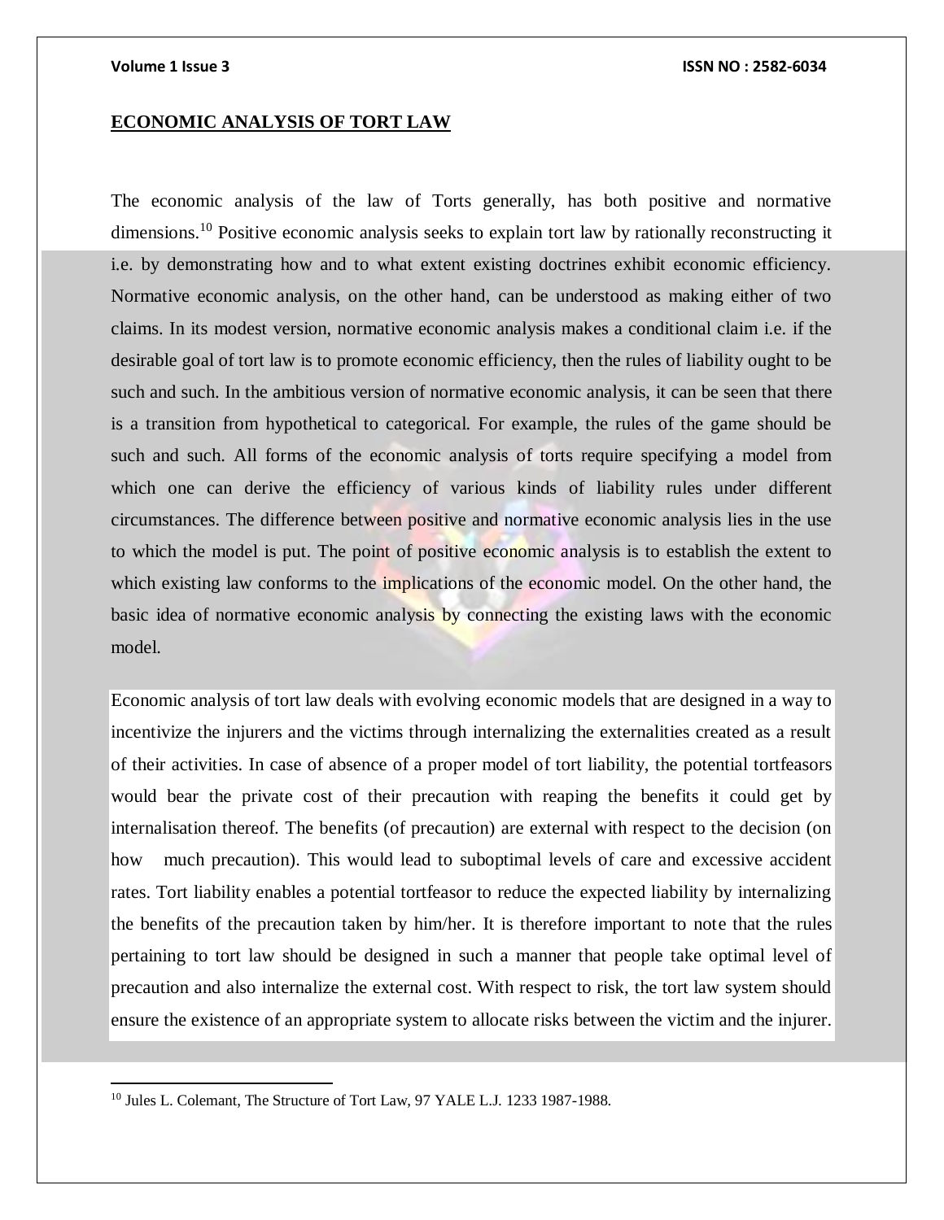## **ECONOMIC ANALYSIS OF TORT LAW**

The economic analysis of the law of Torts generally, has both positive and normative dimensions.[10] Positive economic analysis seeks to explain tort law by rationally reconstructing it i.e. by demonstrating how and to what extent existing doctrines exhibit economic efficiency. Normative economic analysis, on the other hand, can be understood as making either of two claims. In its modest version, normative economic analysis makes a conditional claim i.e. if the desirable goal of tort law is to promote economic efficiency, then the rules of liability ought to be such and such. In the ambitious version of normative economic analysis, it can be seen that there is a transition from hypothetical to categorical. For example, the rules of the game should be such and such. All forms of the economic analysis of torts require specifying a model from which one can derive the efficiency of various kinds of liability rules under different circumstances. The difference between positive and normative economic analysis lies in the use to which the model is put. The point of positive economic analysis is to establish the extent to which existing law conforms to the implications of the economic model. On the other hand, the basic idea of normative economic analysis by connecting the existing laws with the economic model.

Economic analysis of tort law deals with evolving economic models that are designed in a way to incentivize the injurers and the victims through internalizing the externalities created as a result of their activities. In case of absence of a proper model of tort liability, the potential tortfeasors would bear the private cost of their precaution with reaping the benefits it could get by internalisation thereof. The benefits (of precaution) are external with respect to the decision (on how much precaution). This would lead to suboptimal levels of care and excessive accident rates. Tort liability enables a potential tortfeasor to reduce the expected liability by internalizing the benefits of the precaution taken by him/her. It is therefore important to note that the rules pertaining to tort law should be designed in such a manner that people take optimal level of precaution and also internalize the external cost. With respect to risk, the tort law system should ensure the existence of an appropriate system to allocate risks between the victim and the injurer.

---

[10] Jules L. Colemant, The Structure of Tort Law, 97 YALE L.J. 1233 1987-1988.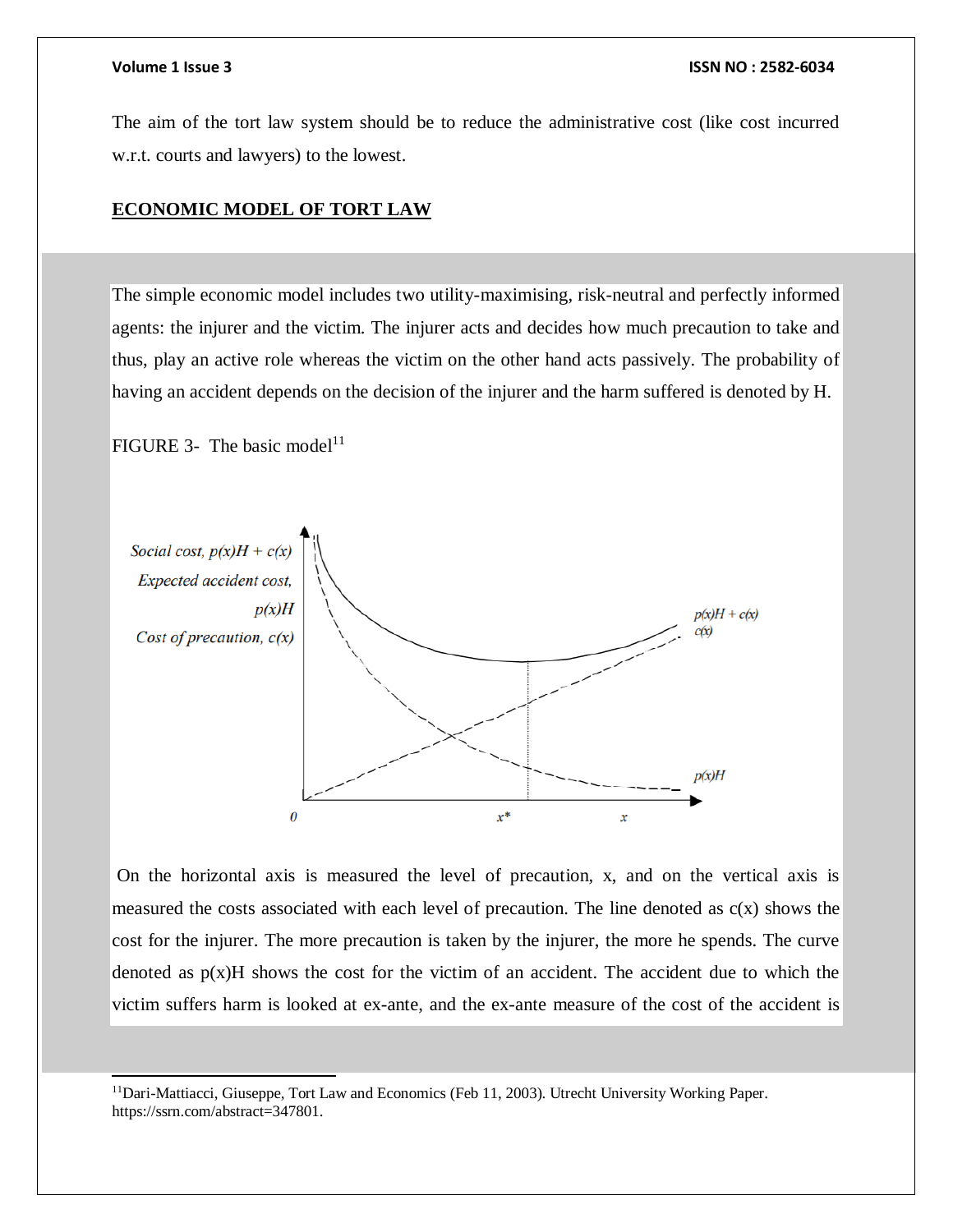The aim of the tort law system should be to reduce the administrative cost (like cost incurred w.r.t. courts and lawyers) to the lowest.

## ECONOMIC MODEL OF TORT LAW

The simple economic model includes two utility-maximising, risk-neutral and perfectly informed agents: the injurer and the victim. The injurer acts and decides how much precaution to take and thus, play an active role whereas the victim on the other hand acts passively. The probability of having an accident depends on the decision of the injurer and the harm suffered is denoted by H.

FIGURE 3- The basic model[11]

On the horizontal axis is measured the level of precaution, x, and on the vertical axis is measured the costs associated with each level of precaution. The line denoted as c(x) shows the cost for the injurer. The more precaution is taken by the injurer, the more he spends. The curve denoted as p(x)H shows the cost for the victim of an accident. The accident due to which the victim suffers harm is looked at ex-ante, and the ex-ante measure of the cost of the accident is

---

[11]Dari-Mattiacci, Giuseppe, Tort Law and Economics (Feb 11, 2003). Utrecht University Working Paper. https://ssrn.com/abstract=347801.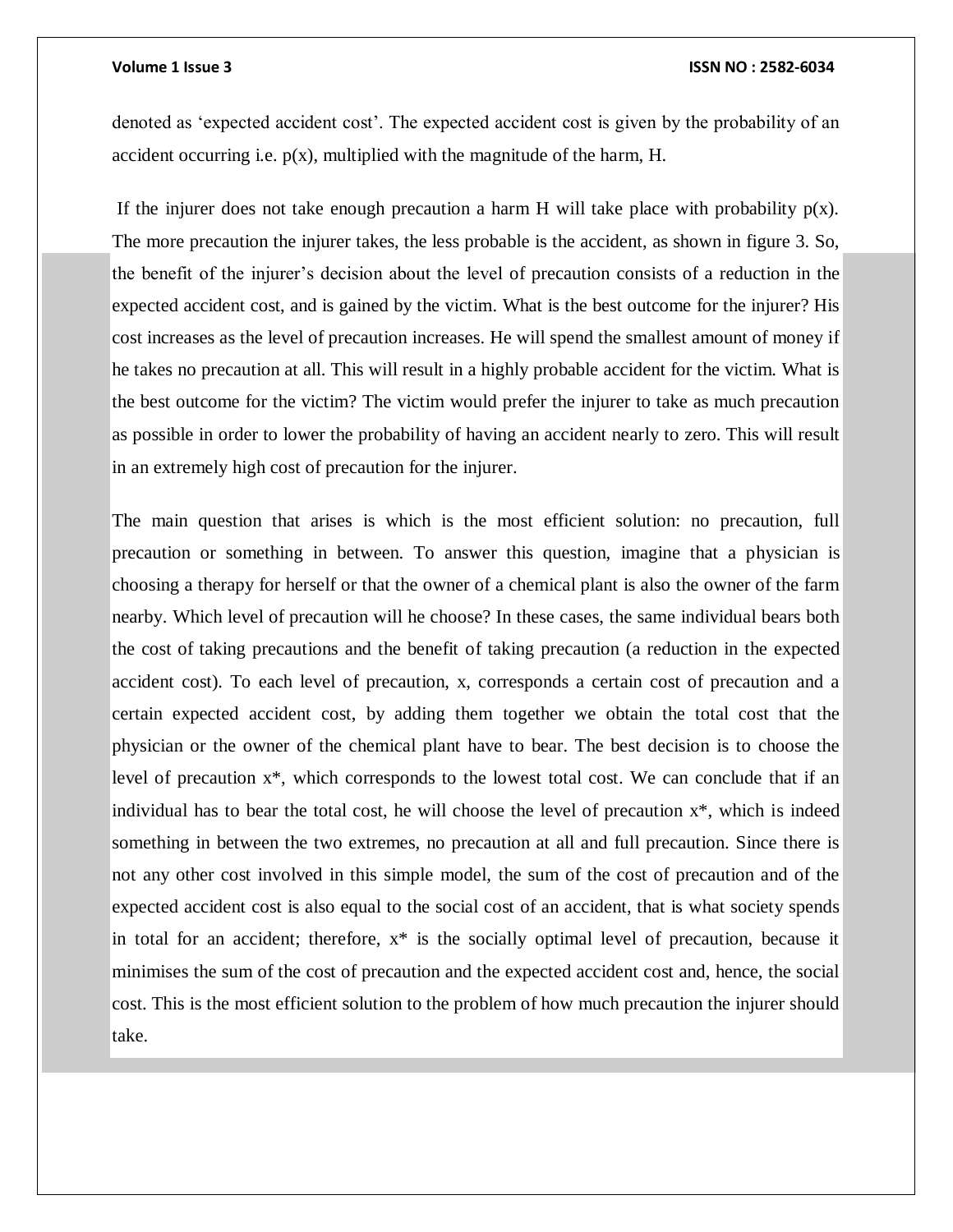denoted as 'expected accident cost'. The expected accident cost is given by the probability of an accident occurring i.e. $p(x)$, multiplied with the magnitude of the harm, H.

If the injurer does not take enough precaution a harm H will take place with probability $p(x)$. The more precaution the injurer takes, the less probable is the accident, as shown in figure 3. So, the benefit of the injurer's decision about the level of precaution consists of a reduction in the expected accident cost, and is gained by the victim. What is the best outcome for the injurer? His cost increases as the level of precaution increases. He will spend the smallest amount of money if he takes no precaution at all. This will result in a highly probable accident for the victim. What is the best outcome for the victim? The victim would prefer the injurer to take as much precaution as possible in order to lower the probability of having an accident nearly to zero. This will result in an extremely high cost of precaution for the injurer.

The main question that arises is which is the most efficient solution: no precaution, full precaution or something in between. To answer this question, imagine that a physician is choosing a therapy for herself or that the owner of a chemical plant is also the owner of the farm nearby. Which level of precaution will he choose? In these cases, the same individual bears both the cost of taking precautions and the benefit of taking precaution (a reduction in the expected accident cost). To each level of precaution, x, corresponds a certain cost of precaution and a certain expected accident cost, by adding them together we obtain the total cost that the physician or the owner of the chemical plant have to bear. The best decision is to choose the level of precaution $x^*$, which corresponds to the lowest total cost. We can conclude that if an individual has to bear the total cost, he will choose the level of precaution $x^*$, which is indeed something in between the two extremes, no precaution at all and full precaution. Since there is not any other cost involved in this simple model, the sum of the cost of precaution and of the expected accident cost is also equal to the social cost of an accident, that is what society spends in total for an accident; therefore, $x^*$ is the socially optimal level of precaution, because it minimises the sum of the cost of precaution and the expected accident cost and, hence, the social cost. This is the most efficient solution to the problem of how much precaution the injurer should take.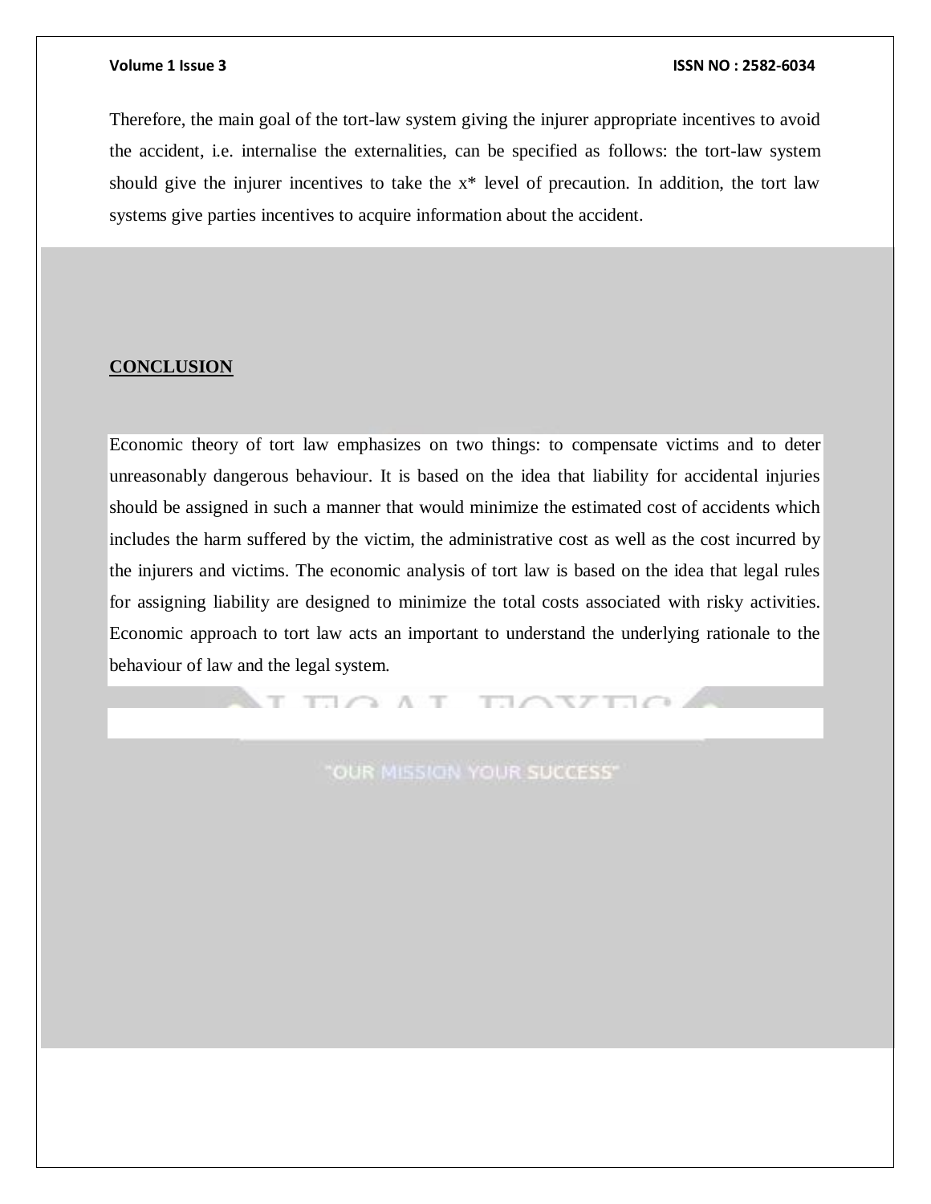Therefore, the main goal of the tort-law system giving the injurer appropriate incentives to avoid the accident, i.e. internalise the externalities, can be specified as follows: the tort-law system should give the injurer incentives to take the $x^*$ level of precaution. In addition, the tort law systems give parties incentives to acquire information about the accident.

## CONCLUSION

Economic theory of tort law emphasizes on two things: to compensate victims and to deter unreasonably dangerous behaviour. It is based on the idea that liability for accidental injuries should be assigned in such a manner that would minimize the estimated cost of accidents which includes the harm suffered by the victim, the administrative cost as well as the cost incurred by the injurers and victims. The economic analysis of tort law is based on the idea that legal rules for assigning liability are designed to minimize the total costs associated with risky activities. Economic approach to tort law acts an important to understand the underlying rationale to the behaviour of law and the legal system.